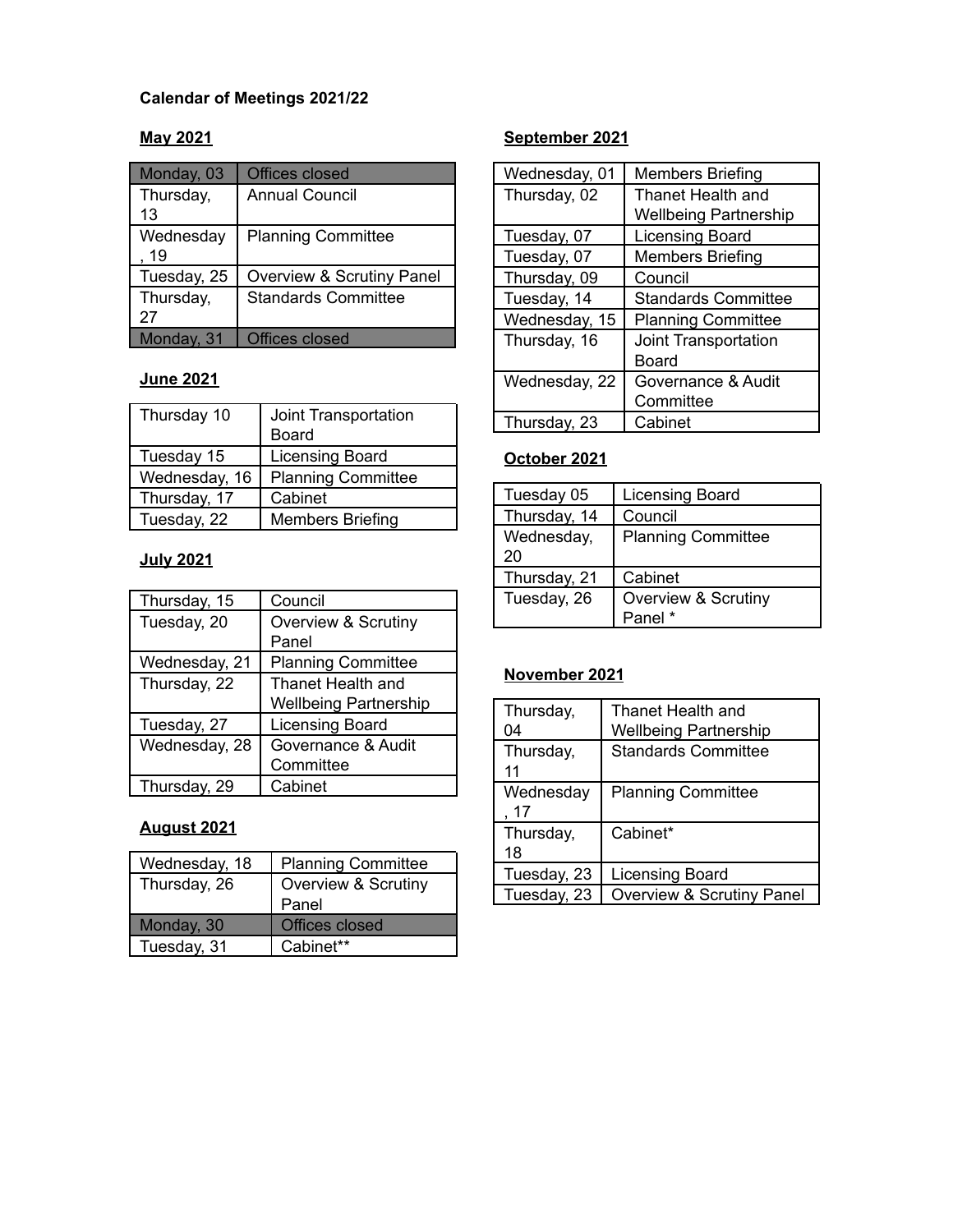**Calendar of Meetings 2021/22**

**May 2021**

| | |
|---|---|
| Monday, 03 | Offices closed |
| Thursday, 13 | Annual Council |
| Wednesday, 19 | Planning Committee |
| Tuesday, 25 | Overview & Scrutiny Panel |
| Thursday, 27 | Standards Committee |
| Monday, 31 | Offices closed |

**June 2021**

| | |
|---|---|
| Thursday 10 | Joint Transportation Board |
| Tuesday 15 | Licensing Board |
| Wednesday, 16 | Planning Committee |
| Thursday, 17 | Cabinet |
| Tuesday, 22 | Members Briefing |

**July 2021**

| | |
|---|---|
| Thursday, 15 | Council |
| Tuesday, 20 | Overview & Scrutiny Panel |
| Wednesday, 21 | Planning Committee |
| Thursday, 22 | Thanet Health and Wellbeing Partnership |
| Tuesday, 27 | Licensing Board |
| Wednesday, 28 | Governance & Audit Committee |
| Thursday, 29 | Cabinet |

**August 2021**

| | |
|---|---|
| Wednesday, 18 | Planning Committee |
| Thursday, 26 | Overview & Scrutiny Panel |
| Monday, 30 | Offices closed |
| Tuesday, 31 | Cabinet** |

**September 2021**

| | |
|---|---|
| Wednesday, 01 | Members Briefing |
| Thursday, 02 | Thanet Health and Wellbeing Partnership |
| Tuesday, 07 | Licensing Board |
| Tuesday, 07 | Members Briefing |
| Thursday, 09 | Council |
| Tuesday, 14 | Standards Committee |
| Wednesday, 15 | Planning Committee |
| Thursday, 16 | Joint Transportation Board |
| Wednesday, 22 | Governance & Audit Committee |
| Thursday, 23 | Cabinet |

**October 2021**

| | |
|---|---|
| Tuesday 05 | Licensing Board |
| Thursday, 14 | Council |
| Wednesday, 20 | Planning Committee |
| Thursday, 21 | Cabinet |
| Tuesday, 26 | Overview & Scrutiny Panel * |

**November 2021**

| | |
|---|---|
| Thursday, 04 | Thanet Health and Wellbeing Partnership |
| Thursday, 11 | Standards Committee |
| Wednesday, 17 | Planning Committee |
| Thursday, 18 | Cabinet* |
| Tuesday, 23 | Licensing Board |
| Tuesday, 23 | Overview & Scrutiny Panel |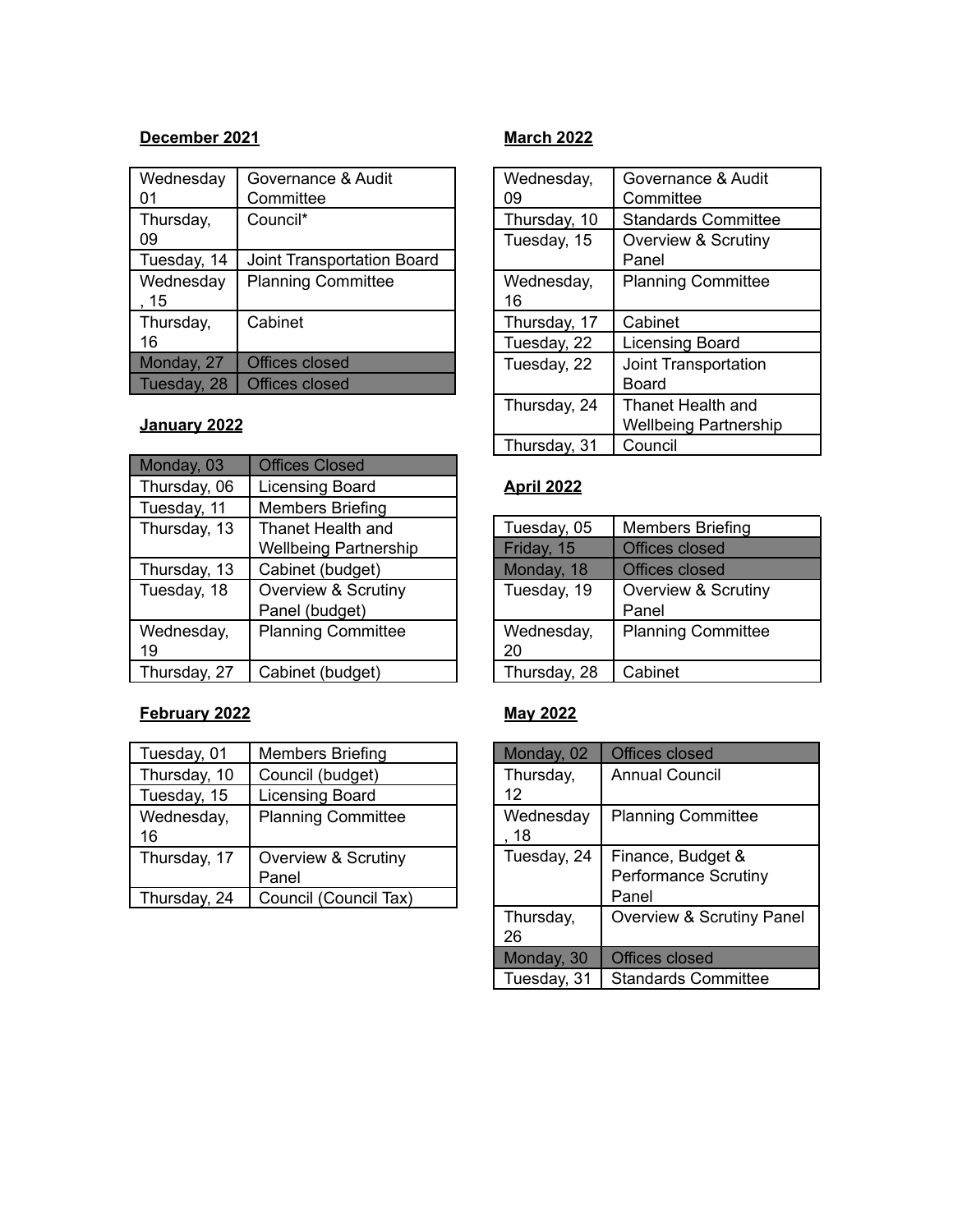**December 2021**

| | |
|---|---|
| Wednesday 01 | Governance & Audit Committee |
| Thursday, 09 | Council* |
| Tuesday, 14 | Joint Transportation Board |
| Wednesday, 15 | Planning Committee |
| Thursday, 16 | Cabinet |
| Monday, 27 | Offices closed |
| Tuesday, 28 | Offices closed |

**January 2022**

| | |
|---|---|
| Monday, 03 | Offices Closed |
| Thursday, 06 | Licensing Board |
| Tuesday, 11 | Members Briefing |
| Thursday, 13 | Thanet Health and Wellbeing Partnership |
| Thursday, 13 | Cabinet (budget) |
| Tuesday, 18 | Overview & Scrutiny Panel (budget) |
| Wednesday, 19 | Planning Committee |
| Thursday, 27 | Cabinet (budget) |

**February 2022**

| | |
|---|---|
| Tuesday, 01 | Members Briefing |
| Thursday, 10 | Council (budget) |
| Tuesday, 15 | Licensing Board |
| Wednesday, 16 | Planning Committee |
| Thursday, 17 | Overview & Scrutiny Panel |
| Thursday, 24 | Council (Council Tax) |

**March 2022**

| | |
|---|---|
| Wednesday, 09 | Governance & Audit Committee |
| Thursday, 10 | Standards Committee |
| Tuesday, 15 | Overview & Scrutiny Panel |
| Wednesday, 16 | Planning Committee |
| Thursday, 17 | Cabinet |
| Tuesday, 22 | Licensing Board |
| Tuesday, 22 | Joint Transportation Board |
| Thursday, 24 | Thanet Health and Wellbeing Partnership |
| Thursday, 31 | Council |

**April 2022**

| | |
|---|---|
| Tuesday, 05 | Members Briefing |
| Friday, 15 | Offices closed |
| Monday, 18 | Offices closed |
| Tuesday, 19 | Overview & Scrutiny Panel |
| Wednesday, 20 | Planning Committee |
| Thursday, 28 | Cabinet |

**May 2022**

| | |
|---|---|
| Monday, 02 | Offices closed |
| Thursday, 12 | Annual Council |
| Wednesday, 18 | Planning Committee |
| Tuesday, 24 | Finance, Budget & Performance Scrutiny Panel |
| Thursday, 26 | Overview & Scrutiny Panel |
| Monday, 30 | Offices closed |
| Tuesday, 31 | Standards Committee |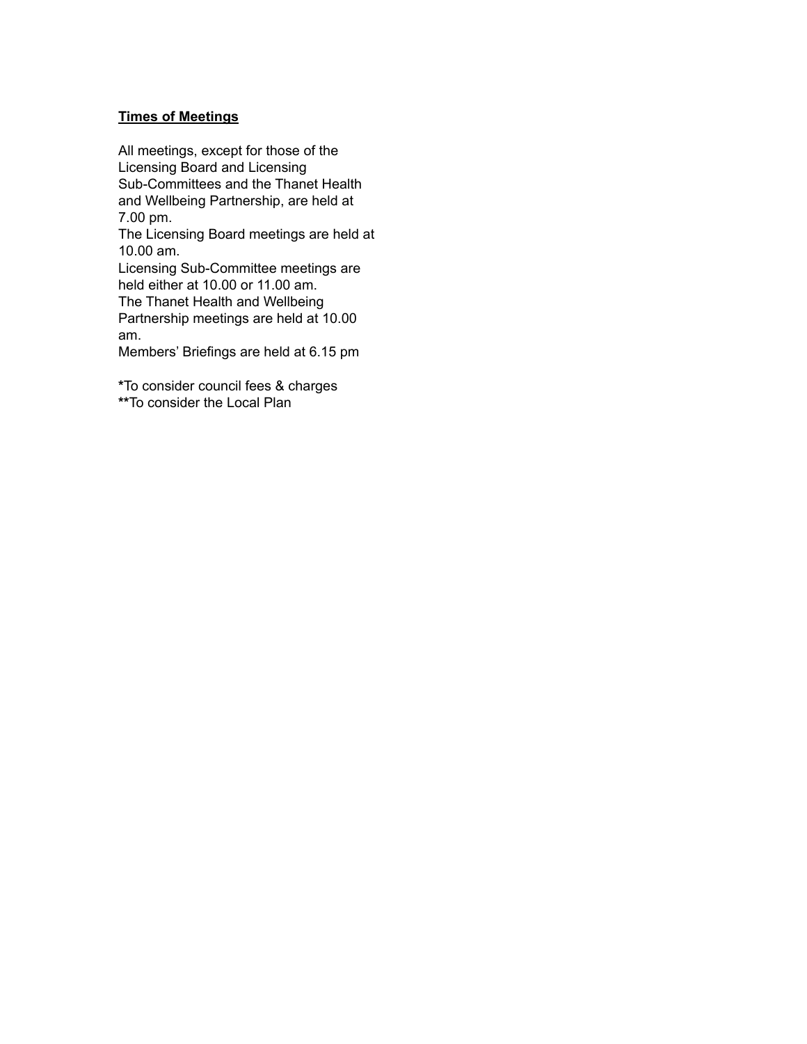**Times of Meetings**

All meetings, except for those of the Licensing Board and Licensing Sub-Committees and the Thanet Health and Wellbeing Partnership, are held at 7.00 pm.
The Licensing Board meetings are held at 10.00 am.
Licensing Sub-Committee meetings are held either at 10.00 or 11.00 am.
The Thanet Health and Wellbeing Partnership meetings are held at 10.00 am.
Members' Briefings are held at 6.15 pm

**\***To consider council fees & charges
**\*\***To consider the Local Plan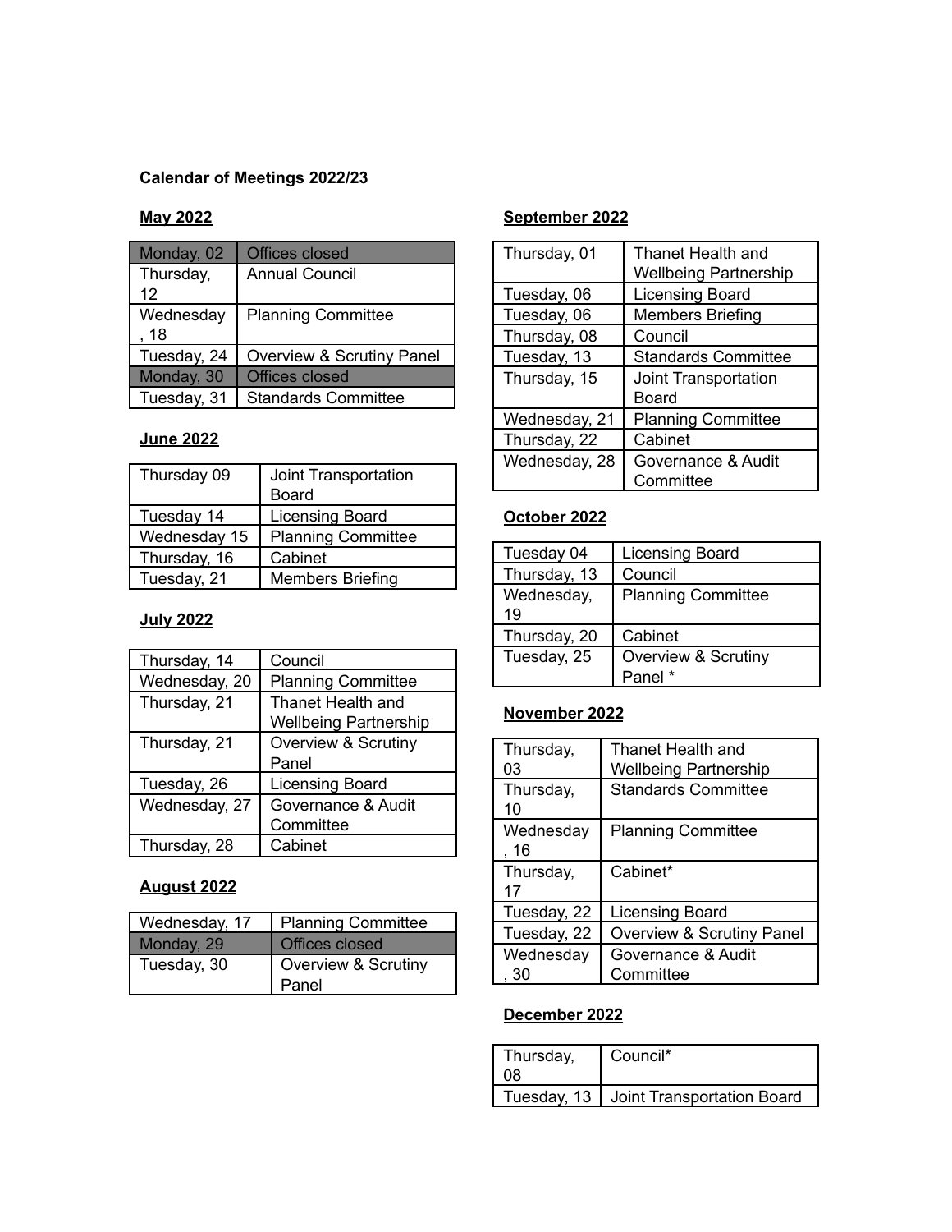**Calendar of Meetings 2022/23**

**May 2022**

| | |
|---|---|
| Monday, 02 | Offices closed |
| Thursday, 12 | Annual Council |
| Wednesday, 18 | Planning Committee |
| Tuesday, 24 | Overview & Scrutiny Panel |
| Monday, 30 | Offices closed |
| Tuesday, 31 | Standards Committee |

**June 2022**

| | |
|---|---|
| Thursday 09 | Joint Transportation Board |
| Tuesday 14 | Licensing Board |
| Wednesday 15 | Planning Committee |
| Thursday, 16 | Cabinet |
| Tuesday, 21 | Members Briefing |

**July 2022**

| | |
|---|---|
| Thursday, 14 | Council |
| Wednesday, 20 | Planning Committee |
| Thursday, 21 | Thanet Health and Wellbeing Partnership |
| Thursday, 21 | Overview & Scrutiny Panel |
| Tuesday, 26 | Licensing Board |
| Wednesday, 27 | Governance & Audit Committee |
| Thursday, 28 | Cabinet |

**August 2022**

| | |
|---|---|
| Wednesday, 17 | Planning Committee |
| Monday, 29 | Offices closed |
| Tuesday, 30 | Overview & Scrutiny Panel |

**September 2022**

| | |
|---|---|
| Thursday, 01 | Thanet Health and Wellbeing Partnership |
| Tuesday, 06 | Licensing Board |
| Tuesday, 06 | Members Briefing |
| Thursday, 08 | Council |
| Tuesday, 13 | Standards Committee |
| Thursday, 15 | Joint Transportation Board |
| Wednesday, 21 | Planning Committee |
| Thursday, 22 | Cabinet |
| Wednesday, 28 | Governance & Audit Committee |

**October 2022**

| | |
|---|---|
| Tuesday 04 | Licensing Board |
| Thursday, 13 | Council |
| Wednesday, 19 | Planning Committee |
| Thursday, 20 | Cabinet |
| Tuesday, 25 | Overview & Scrutiny Panel * |

**November 2022**

| | |
|---|---|
| Thursday, 03 | Thanet Health and Wellbeing Partnership |
| Thursday, 10 | Standards Committee |
| Wednesday, 16 | Planning Committee |
| Thursday, 17 | Cabinet* |
| Tuesday, 22 | Licensing Board |
| Tuesday, 22 | Overview & Scrutiny Panel |
| Wednesday, 30 | Governance & Audit Committee |

**December 2022**

| | |
|---|---|
| Thursday, 08 | Council* |
| Tuesday, 13 | Joint Transportation Board |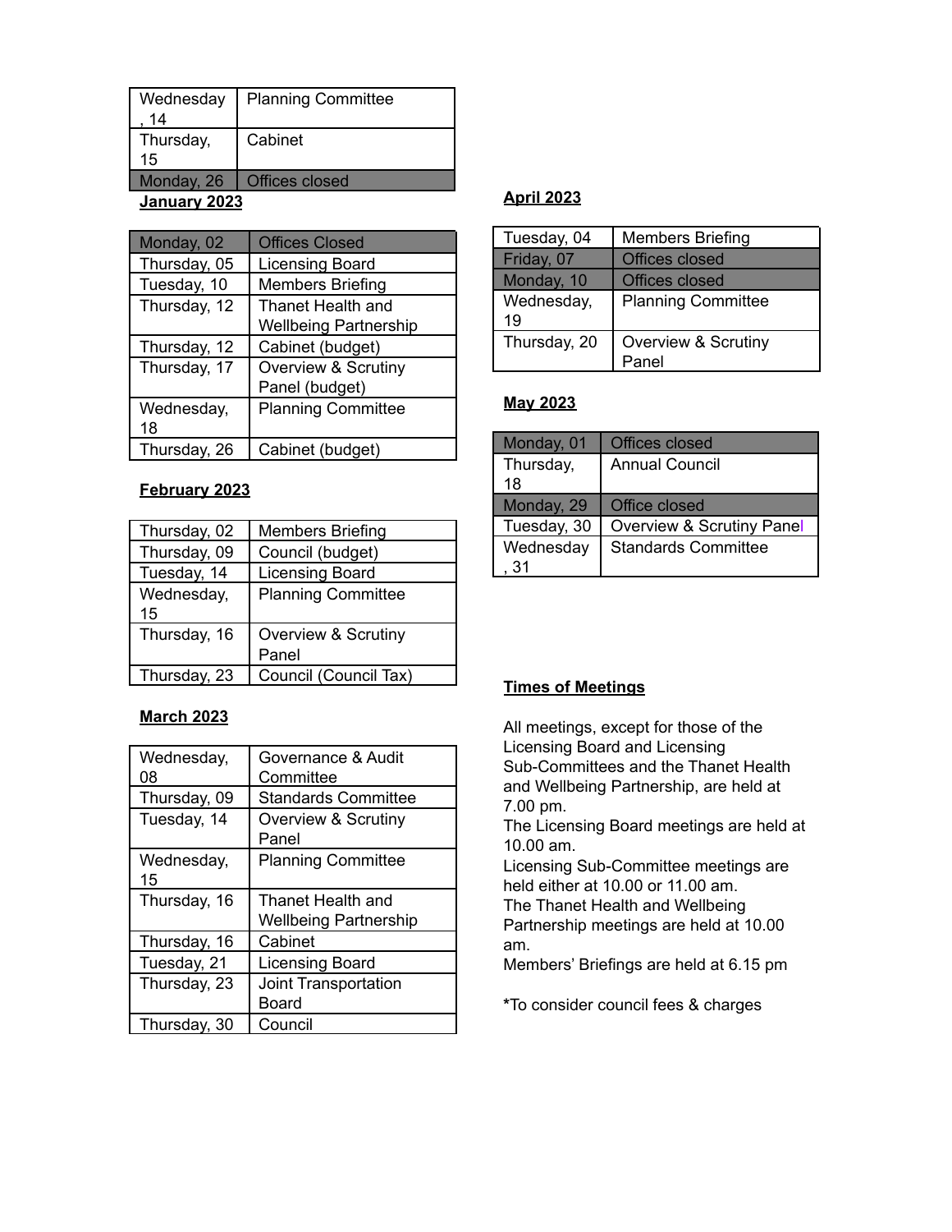| | |
|---|---|
| Wednesday, 14 | Planning Committee |
| Thursday, 15 | Cabinet |
| Monday, 26 | Offices closed |

**January 2023**

| | |
|---|---|
| Monday, 02 | Offices Closed |
| Thursday, 05 | Licensing Board |
| Tuesday, 10 | Members Briefing |
| Thursday, 12 | Thanet Health and Wellbeing Partnership |
| Thursday, 12 | Cabinet (budget) |
| Thursday, 17 | Overview & Scrutiny Panel (budget) |
| Wednesday, 18 | Planning Committee |
| Thursday, 26 | Cabinet (budget) |

**February 2023**

| | |
|---|---|
| Thursday, 02 | Members Briefing |
| Thursday, 09 | Council (budget) |
| Tuesday, 14 | Licensing Board |
| Wednesday, 15 | Planning Committee |
| Thursday, 16 | Overview & Scrutiny Panel |
| Thursday, 23 | Council (Council Tax) |

**March 2023**

| | |
|---|---|
| Wednesday, 08 | Governance & Audit Committee |
| Thursday, 09 | Standards Committee |
| Tuesday, 14 | Overview & Scrutiny Panel |
| Wednesday, 15 | Planning Committee |
| Thursday, 16 | Thanet Health and Wellbeing Partnership |
| Thursday, 16 | Cabinet |
| Tuesday, 21 | Licensing Board |
| Thursday, 23 | Joint Transportation Board |
| Thursday, 30 | Council |

**April 2023**

| | |
|---|---|
| Tuesday, 04 | Members Briefing |
| Friday, 07 | Offices closed |
| Monday, 10 | Offices closed |
| Wednesday, 19 | Planning Committee |
| Thursday, 20 | Overview & Scrutiny Panel |

**May 2023**

| | |
|---|---|
| Monday, 01 | Offices closed |
| Thursday, 18 | Annual Council |
| Monday, 29 | Office closed |
| Tuesday, 30 | Overview & Scrutiny Panel |
| Wednesday, 31 | Standards Committee |

**Times of Meetings**

All meetings, except for those of the Licensing Board and Licensing Sub-Committees and the Thanet Health and Wellbeing Partnership, are held at 7.00 pm.
The Licensing Board meetings are held at 10.00 am.
Licensing Sub-Committee meetings are held either at 10.00 or 11.00 am.
The Thanet Health and Wellbeing Partnership meetings are held at 10.00 am.
Members' Briefings are held at 6.15 pm

*To consider council fees & charges